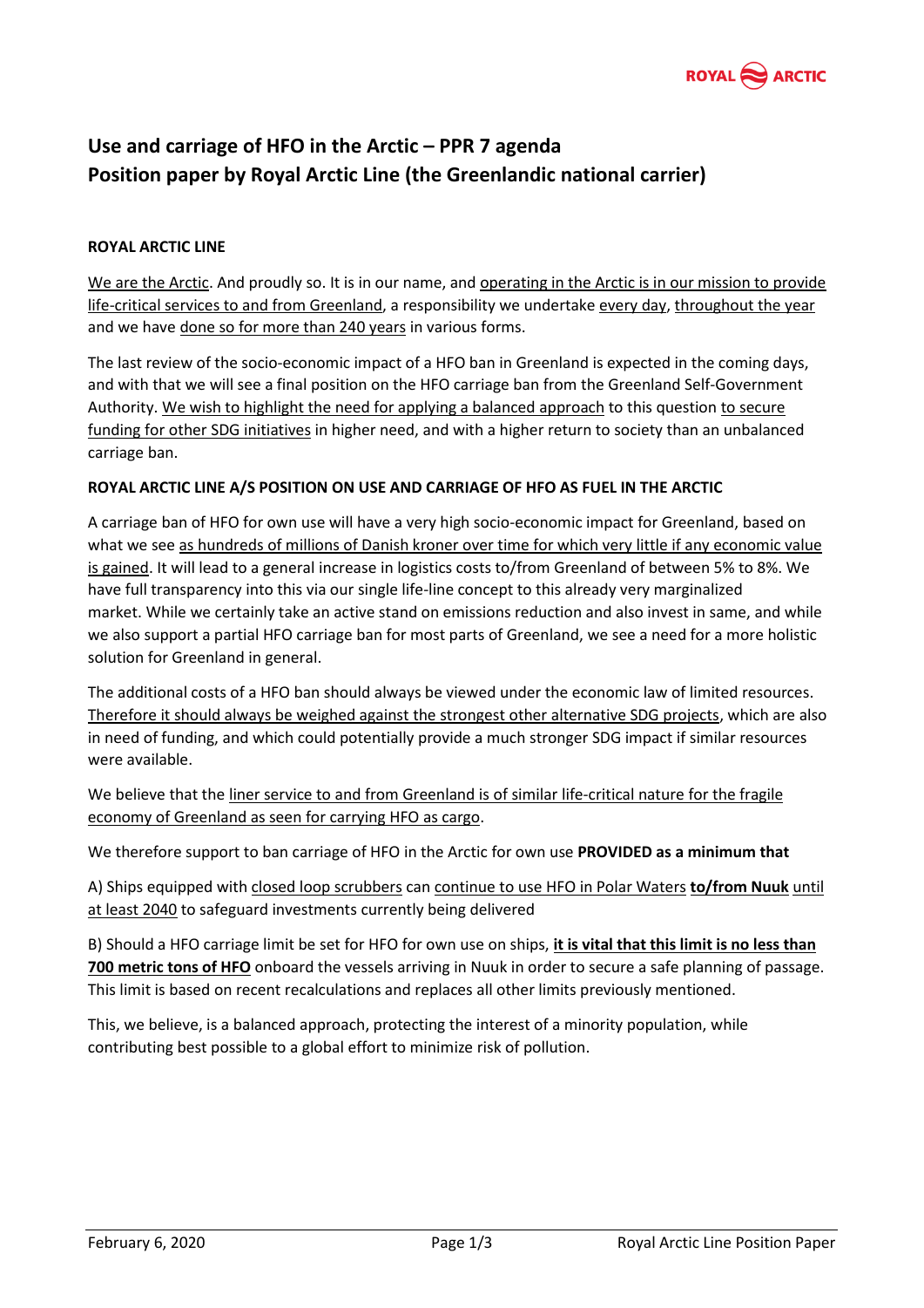# Use and carriage of HFO in the Arctic – PPR 7 agenda
# Position paper by Royal Arctic Line (the Greenlandic national carrier)

**ROYAL ARCTIC LINE**

We are the Arctic. And proudly so. It is in our name, and operating in the Arctic is in our mission to provide life-critical services to and from Greenland, a responsibility we undertake every day, throughout the year and we have done so for more than 240 years in various forms.

The last review of the socio-economic impact of a HFO ban in Greenland is expected in the coming days, and with that we will see a final position on the HFO carriage ban from the Greenland Self-Government Authority. We wish to highlight the need for applying a balanced approach to this question to secure funding for other SDG initiatives in higher need, and with a higher return to society than an unbalanced carriage ban.

**ROYAL ARCTIC LINE A/S POSITION ON USE AND CARRIAGE OF HFO AS FUEL IN THE ARCTIC**

A carriage ban of HFO for own use will have a very high socio-economic impact for Greenland, based on what we see as hundreds of millions of Danish kroner over time for which very little if any economic value is gained. It will lead to a general increase in logistics costs to/from Greenland of between 5% to 8%. We have full transparency into this via our single life-line concept to this already very marginalized market. While we certainly take an active stand on emissions reduction and also invest in same, and while we also support a partial HFO carriage ban for most parts of Greenland, we see a need for a more holistic solution for Greenland in general.

The additional costs of a HFO ban should always be viewed under the economic law of limited resources. Therefore it should always be weighed against the strongest other alternative SDG projects, which are also in need of funding, and which could potentially provide a much stronger SDG impact if similar resources were available.

We believe that the liner service to and from Greenland is of similar life-critical nature for the fragile economy of Greenland as seen for carrying HFO as cargo.

We therefore support to ban carriage of HFO in the Arctic for own use **PROVIDED as a minimum that**

A) Ships equipped with closed loop scrubbers can continue to use HFO in Polar Waters **to/from Nuuk** until at least 2040 to safeguard investments currently being delivered

B) Should a HFO carriage limit be set for HFO for own use on ships, **it is vital that this limit is no less than 700 metric tons of HFO** onboard the vessels arriving in Nuuk in order to secure a safe planning of passage. This limit is based on recent recalculations and replaces all other limits previously mentioned.

This, we believe, is a balanced approach, protecting the interest of a minority population, while contributing best possible to a global effort to minimize risk of pollution.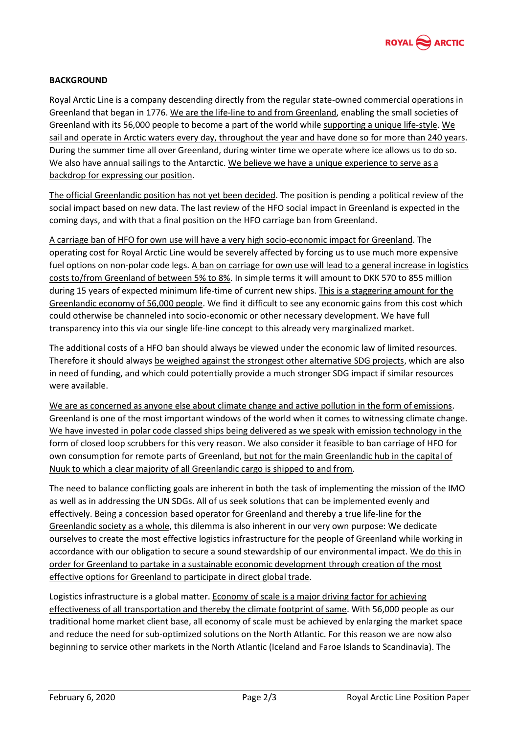**BACKGROUND**

Royal Arctic Line is a company descending directly from the regular state-owned commercial operations in Greenland that began in 1776. We are the life-line to and from Greenland, enabling the small societies of Greenland with its 56,000 people to become a part of the world while supporting a unique life-style. We sail and operate in Arctic waters every day, throughout the year and have done so for more than 240 years. During the summer time all over Greenland, during winter time we operate where ice allows us to do so. We also have annual sailings to the Antarctic. We believe we have a unique experience to serve as a backdrop for expressing our position.

The official Greenlandic position has not yet been decided. The position is pending a political review of the social impact based on new data. The last review of the HFO social impact in Greenland is expected in the coming days, and with that a final position on the HFO carriage ban from Greenland.

A carriage ban of HFO for own use will have a very high socio-economic impact for Greenland. The operating cost for Royal Arctic Line would be severely affected by forcing us to use much more expensive fuel options on non-polar code legs. A ban on carriage for own use will lead to a general increase in logistics costs to/from Greenland of between 5% to 8%. In simple terms it will amount to DKK 570 to 855 million during 15 years of expected minimum life-time of current new ships. This is a staggering amount for the Greenlandic economy of 56,000 people. We find it difficult to see any economic gains from this cost which could otherwise be channeled into socio-economic or other necessary development. We have full transparency into this via our single life-line concept to this already very marginalized market.

The additional costs of a HFO ban should always be viewed under the economic law of limited resources. Therefore it should always be weighed against the strongest other alternative SDG projects, which are also in need of funding, and which could potentially provide a much stronger SDG impact if similar resources were available.

We are as concerned as anyone else about climate change and active pollution in the form of emissions. Greenland is one of the most important windows of the world when it comes to witnessing climate change. We have invested in polar code classed ships being delivered as we speak with emission technology in the form of closed loop scrubbers for this very reason. We also consider it feasible to ban carriage of HFO for own consumption for remote parts of Greenland, but not for the main Greenlandic hub in the capital of Nuuk to which a clear majority of all Greenlandic cargo is shipped to and from.

The need to balance conflicting goals are inherent in both the task of implementing the mission of the IMO as well as in addressing the UN SDGs. All of us seek solutions that can be implemented evenly and effectively. Being a concession based operator for Greenland and thereby a true life-line for the Greenlandic society as a whole, this dilemma is also inherent in our very own purpose: We dedicate ourselves to create the most effective logistics infrastructure for the people of Greenland while working in accordance with our obligation to secure a sound stewardship of our environmental impact. We do this in order for Greenland to partake in a sustainable economic development through creation of the most effective options for Greenland to participate in direct global trade.

Logistics infrastructure is a global matter. Economy of scale is a major driving factor for achieving effectiveness of all transportation and thereby the climate footprint of same. With 56,000 people as our traditional home market client base, all economy of scale must be achieved by enlarging the market space and reduce the need for sub-optimized solutions on the North Atlantic. For this reason we are now also beginning to service other markets in the North Atlantic (Iceland and Faroe Islands to Scandinavia). The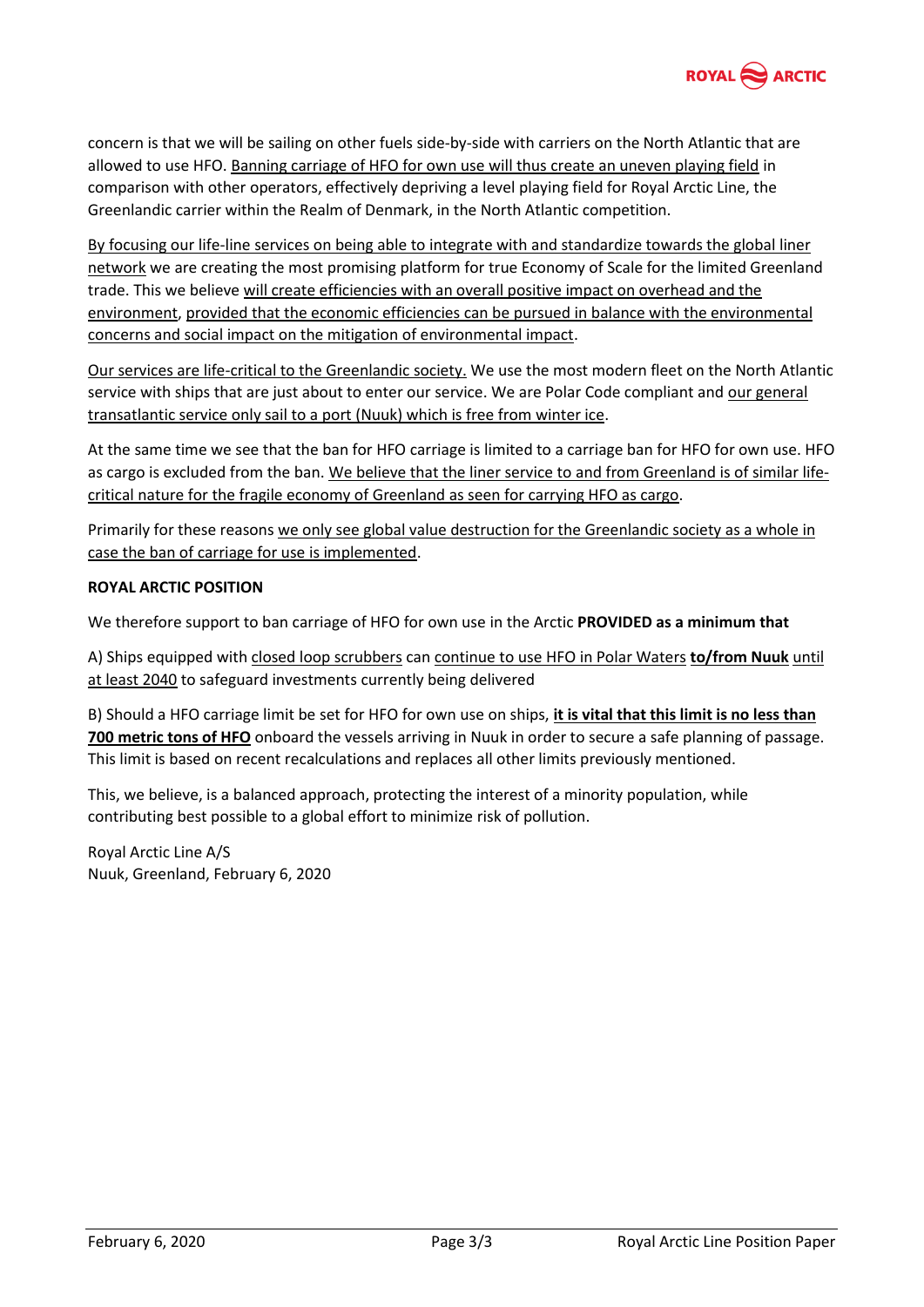concern is that we will be sailing on other fuels side-by-side with carriers on the North Atlantic that are allowed to use HFO. <u>Banning carriage of HFO for own use will thus create an uneven playing field</u> in comparison with other operators, effectively depriving a level playing field for Royal Arctic Line, the Greenlandic carrier within the Realm of Denmark, in the North Atlantic competition.

<u>By focusing our life-line services on being able to integrate with and standardize towards the global liner network</u> we are creating the most promising platform for true Economy of Scale for the limited Greenland trade. This we believe <u>will create efficiencies with an overall positive impact on overhead and the environment</u>, <u>provided that the economic efficiencies can be pursued in balance with the environmental concerns and social impact on the mitigation of environmental impact</u>.

<u>Our services are life-critical to the Greenlandic society.</u> We use the most modern fleet on the North Atlantic service with ships that are just about to enter our service. We are Polar Code compliant and <u>our general transatlantic service only sail to a port (Nuuk) which is free from winter ice</u>.

At the same time we see that the ban for HFO carriage is limited to a carriage ban for HFO for own use. HFO as cargo is excluded from the ban. <u>We believe that the liner service to and from Greenland is of similar life-critical nature for the fragile economy of Greenland as seen for carrying HFO as cargo</u>.

Primarily for these reasons <u>we only see global value destruction for the Greenlandic society as a whole in case the ban of carriage for use is implemented</u>.

**ROYAL ARCTIC POSITION**

We therefore support to ban carriage of HFO for own use in the Arctic **PROVIDED as a minimum that**

A) Ships equipped with <u>closed loop scrubbers</u> can <u>continue to use HFO in Polar Waters</u> **<u>to/from Nuuk</u>** <u>until at least 2040</u> to safeguard investments currently being delivered

B) Should a HFO carriage limit be set for HFO for own use on ships, **<u>it is vital that this limit is no less than 700 metric tons of HFO</u>** onboard the vessels arriving in Nuuk in order to secure a safe planning of passage. This limit is based on recent recalculations and replaces all other limits previously mentioned.

This, we believe, is a balanced approach, protecting the interest of a minority population, while contributing best possible to a global effort to minimize risk of pollution.

Royal Arctic Line A/S
Nuuk, Greenland, February 6, 2020